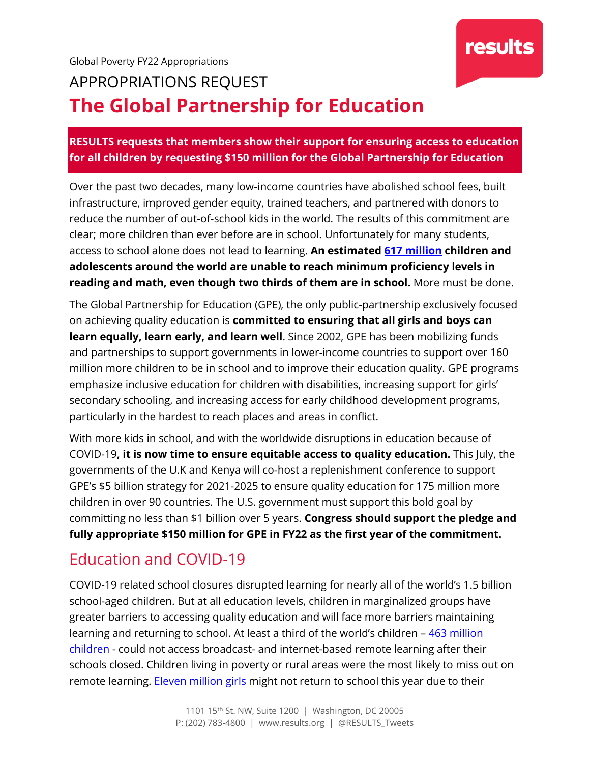Global Poverty FY22 Appropriations

# APPROPRIATIONS REQUEST

# The Global Partnership for Education

**RESULTS requests that members show their support for ensuring access to education for all children by requesting $150 million for the Global Partnership for Education**

Over the past two decades, many low-income countries have abolished school fees, built infrastructure, improved gender equity, trained teachers, and partnered with donors to reduce the number of out-of-school kids in the world. The results of this commitment are clear; more children than ever before are in school. Unfortunately for many students, access to school alone does not lead to learning. **An estimated 617 million children and adolescents around the world are unable to reach minimum proficiency levels in reading and math, even though two thirds of them are in school.** More must be done.

The Global Partnership for Education (GPE), the only public-partnership exclusively focused on achieving quality education is **committed to ensuring that all girls and boys can learn equally, learn early, and learn well**. Since 2002, GPE has been mobilizing funds and partnerships to support governments in lower-income countries to support over 160 million more children to be in school and to improve their education quality. GPE programs emphasize inclusive education for children with disabilities, increasing support for girls' secondary schooling, and increasing access for early childhood development programs, particularly in the hardest to reach places and areas in conflict.

With more kids in school, and with the worldwide disruptions in education because of COVID-19**, it is now time to ensure equitable access to quality education.** This July, the governments of the U.K and Kenya will co-host a replenishment conference to support GPE's $5 billion strategy for 2021-2025 to ensure quality education for 175 million more children in over 90 countries. The U.S. government must support this bold goal by committing no less than $1 billion over 5 years. **Congress should support the pledge and fully appropriate $150 million for GPE in FY22 as the first year of the commitment.**

## Education and COVID-19

COVID-19 related school closures disrupted learning for nearly all of the world's 1.5 billion school-aged children. But at all education levels, children in marginalized groups have greater barriers to accessing quality education and will face more barriers maintaining learning and returning to school. At least a third of the world's children – 463 million children - could not access broadcast- and internet-based remote learning after their schools closed. Children living in poverty or rural areas were the most likely to miss out on remote learning. Eleven million girls might not return to school this year due to their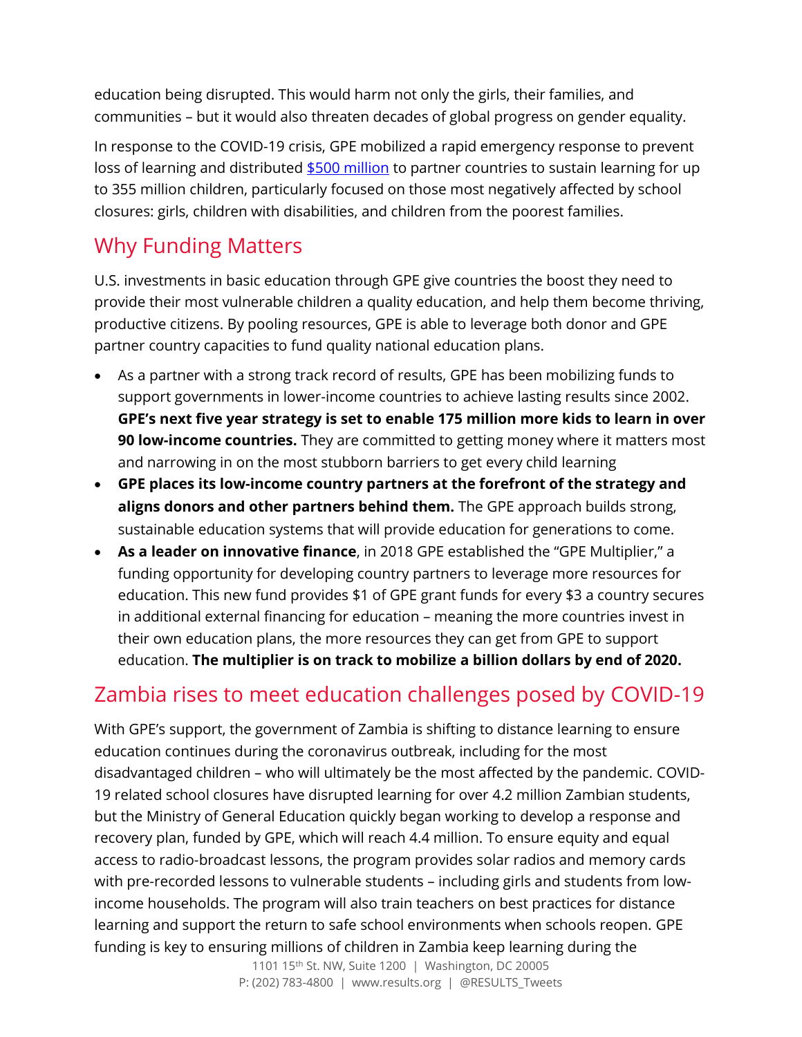education being disrupted. This would harm not only the girls, their families, and communities – but it would also threaten decades of global progress on gender equality.

In response to the COVID-19 crisis, GPE mobilized a rapid emergency response to prevent loss of learning and distributed [$500 million](#) to partner countries to sustain learning for up to 355 million children, particularly focused on those most negatively affected by school closures: girls, children with disabilities, and children from the poorest families.

## Why Funding Matters

U.S. investments in basic education through GPE give countries the boost they need to provide their most vulnerable children a quality education, and help them become thriving, productive citizens. By pooling resources, GPE is able to leverage both donor and GPE partner country capacities to fund quality national education plans.

- As a partner with a strong track record of results, GPE has been mobilizing funds to support governments in lower-income countries to achieve lasting results since 2002. **GPE's next five year strategy is set to enable 175 million more kids to learn in over 90 low-income countries.** They are committed to getting money where it matters most and narrowing in on the most stubborn barriers to get every child learning
- **GPE places its low-income country partners at the forefront of the strategy and aligns donors and other partners behind them.** The GPE approach builds strong, sustainable education systems that will provide education for generations to come.
- **As a leader on innovative finance**, in 2018 GPE established the "GPE Multiplier," a funding opportunity for developing country partners to leverage more resources for education. This new fund provides $1 of GPE grant funds for every $3 a country secures in additional external financing for education – meaning the more countries invest in their own education plans, the more resources they can get from GPE to support education. **The multiplier is on track to mobilize a billion dollars by end of 2020.**

## Zambia rises to meet education challenges posed by COVID-19

With GPE's support, the government of Zambia is shifting to distance learning to ensure education continues during the coronavirus outbreak, including for the most disadvantaged children – who will ultimately be the most affected by the pandemic. COVID-19 related school closures have disrupted learning for over 4.2 million Zambian students, but the Ministry of General Education quickly began working to develop a response and recovery plan, funded by GPE, which will reach 4.4 million. To ensure equity and equal access to radio-broadcast lessons, the program provides solar radios and memory cards with pre-recorded lessons to vulnerable students – including girls and students from low-income households. The program will also train teachers on best practices for distance learning and support the return to safe school environments when schools reopen. GPE funding is key to ensuring millions of children in Zambia keep learning during the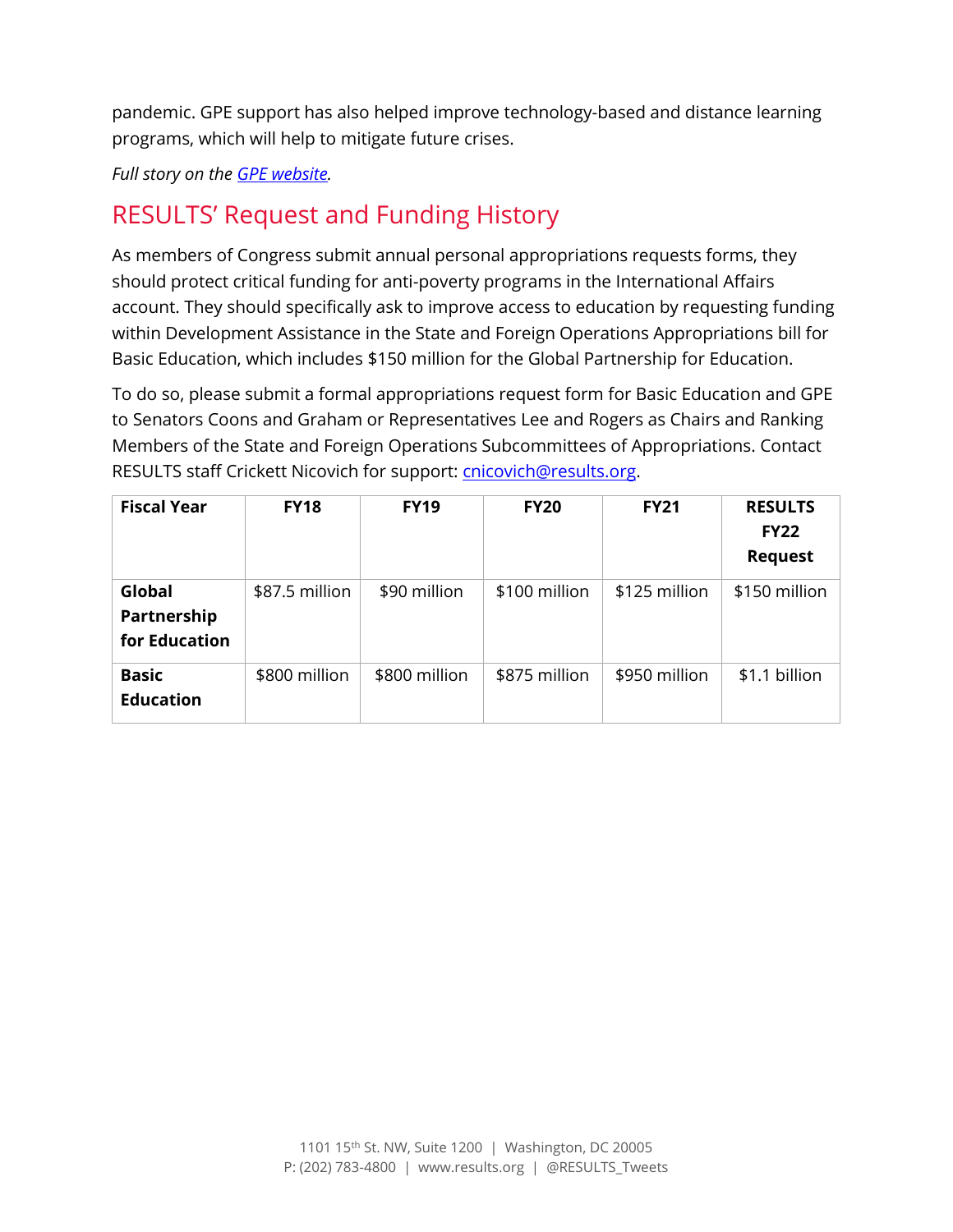pandemic. GPE support has also helped improve technology-based and distance learning programs, which will help to mitigate future crises.

*Full story on the [GPE website](GPE website).*

## RESULTS' Request and Funding History

As members of Congress submit annual personal appropriations requests forms, they should protect critical funding for anti-poverty programs in the International Affairs account. They should specifically ask to improve access to education by requesting funding within Development Assistance in the State and Foreign Operations Appropriations bill for Basic Education, which includes $150 million for the Global Partnership for Education.

To do so, please submit a formal appropriations request form for Basic Education and GPE to Senators Coons and Graham or Representatives Lee and Rogers as Chairs and Ranking Members of the State and Foreign Operations Subcommittees of Appropriations. Contact RESULTS staff Crickett Nicovich for support: [cnicovich@results.org](mailto:cnicovich@results.org).

| **Fiscal Year** | **FY18** | **FY19** | **FY20** | **FY21** | **RESULTS FY22 Request** |
|---|---|---|---|---|---|
| **Global Partnership for Education** | $87.5 million | $90 million | $100 million | $125 million | $150 million |
| **Basic Education** | $800 million | $800 million | $875 million | $950 million | $1.1 billion |